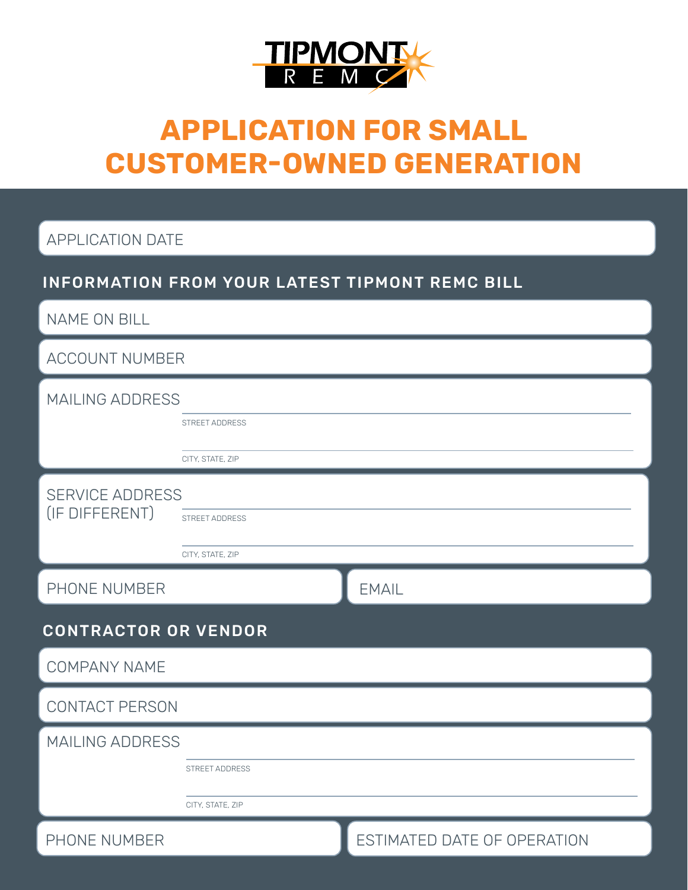TIPMONT REMC

# APPLICATION FOR SMALL CUSTOMER-OWNED GENERATION

APPLICATION DATE

## INFORMATION FROM YOUR LATEST TIPMONT REMC BILL

NAME ON BILL

ACCOUNT NUMBER

MAILING ADDRESS

STREET ADDRESS

CITY, STATE, ZIP

SERVICE ADDRESS (IF DIFFERENT)

STREET ADDRESS

CITY, STATE, ZIP

PHONE NUMBER

EMAIL

## CONTRACTOR OR VENDOR

COMPANY NAME

CONTACT PERSON

MAILING ADDRESS

STREET ADDRESS

CITY, STATE, ZIP

PHONE NUMBER

ESTIMATED DATE OF OPERATION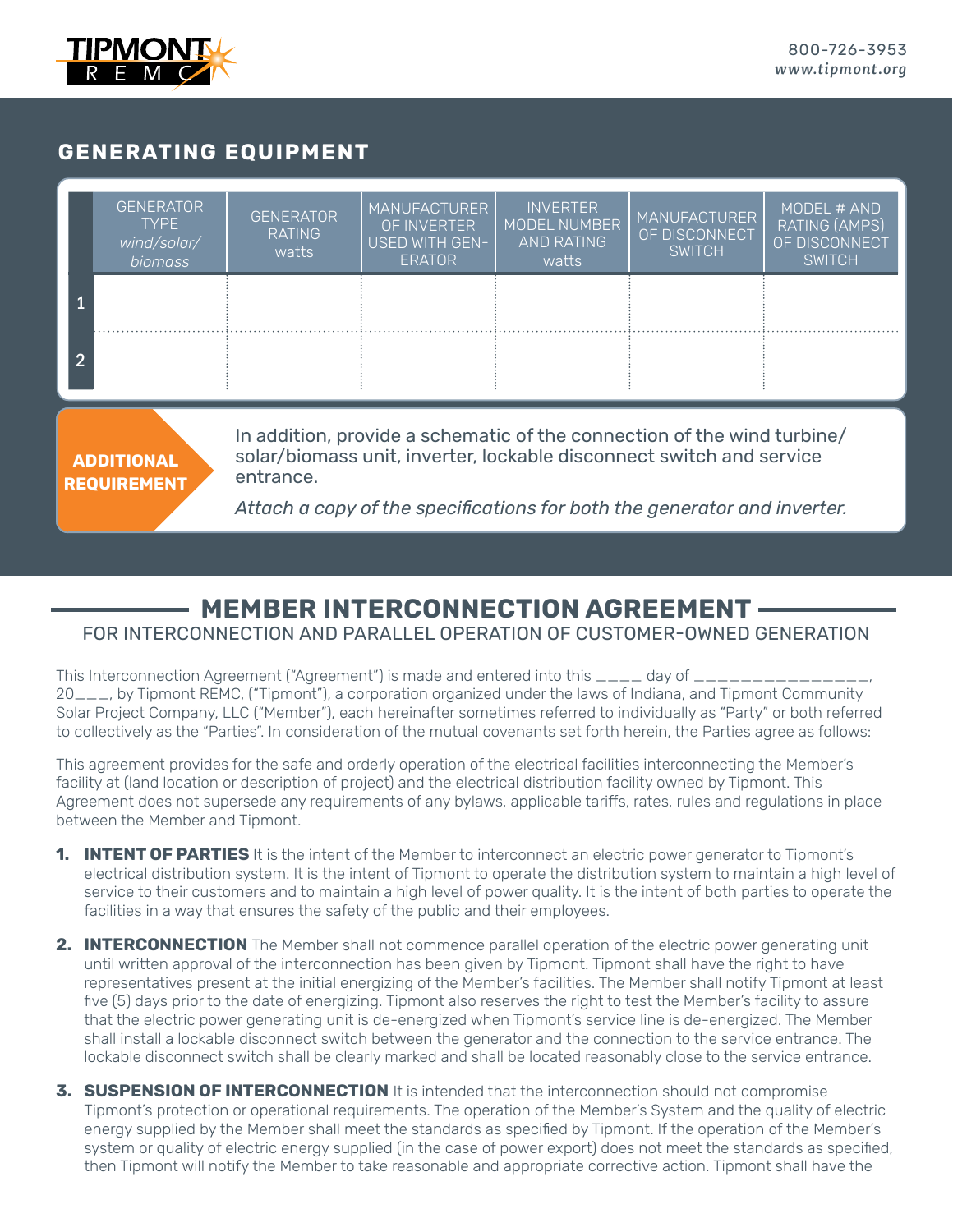## GENERATING EQUIPMENT

| | GENERATOR TYPE *wind/solar/ biomass* | GENERATOR RATING watts | MANUFACTURER OF INVERTER USED WITH GEN-ERATOR | INVERTER MODEL NUMBER AND RATING watts | MANUFACTURER OF DISCONNECT SWITCH | MODEL # AND RATING (AMPS) OF DISCONNECT SWITCH |
|---|---|---|---|---|---|---|
| 1 | | | | | | |
| 2 | | | | | | |

**ADDITIONAL REQUIREMENT**

In addition, provide a schematic of the connection of the wind turbine/ solar/biomass unit, inverter, lockable disconnect switch and service entrance.

*Attach a copy of the specifications for both the generator and inverter.*

## MEMBER INTERCONNECTION AGREEMENT

FOR INTERCONNECTION AND PARALLEL OPERATION OF CUSTOMER-OWNED GENERATION

This Interconnection Agreement ("Agreement") is made and entered into this ____ day of _______________, 20___, by Tipmont REMC, ("Tipmont"), a corporation organized under the laws of Indiana, and Tipmont Community Solar Project Company, LLC ("Member"), each hereinafter sometimes referred to individually as "Party" or both referred to collectively as the "Parties". In consideration of the mutual covenants set forth herein, the Parties agree as follows:

This agreement provides for the safe and orderly operation of the electrical facilities interconnecting the Member's facility at (land location or description of project) and the electrical distribution facility owned by Tipmont. This Agreement does not supersede any requirements of any bylaws, applicable tariffs, rates, rules and regulations in place between the Member and Tipmont.

1. **INTENT OF PARTIES** It is the intent of the Member to interconnect an electric power generator to Tipmont's electrical distribution system. It is the intent of Tipmont to operate the distribution system to maintain a high level of service to their customers and to maintain a high level of power quality. It is the intent of both parties to operate the facilities in a way that ensures the safety of the public and their employees.

2. **INTERCONNECTION** The Member shall not commence parallel operation of the electric power generating unit until written approval of the interconnection has been given by Tipmont. Tipmont shall have the right to have representatives present at the initial energizing of the Member's facilities. The Member shall notify Tipmont at least five (5) days prior to the date of energizing. Tipmont also reserves the right to test the Member's facility to assure that the electric power generating unit is de-energized when Tipmont's service line is de-energized. The Member shall install a lockable disconnect switch between the generator and the connection to the service entrance. The lockable disconnect switch shall be clearly marked and shall be located reasonably close to the service entrance.

3. **SUSPENSION OF INTERCONNECTION** It is intended that the interconnection should not compromise Tipmont's protection or operational requirements. The operation of the Member's System and the quality of electric energy supplied by the Member shall meet the standards as specified by Tipmont. If the operation of the Member's system or quality of electric energy supplied (in the case of power export) does not meet the standards as specified, then Tipmont will notify the Member to take reasonable and appropriate corrective action. Tipmont shall have the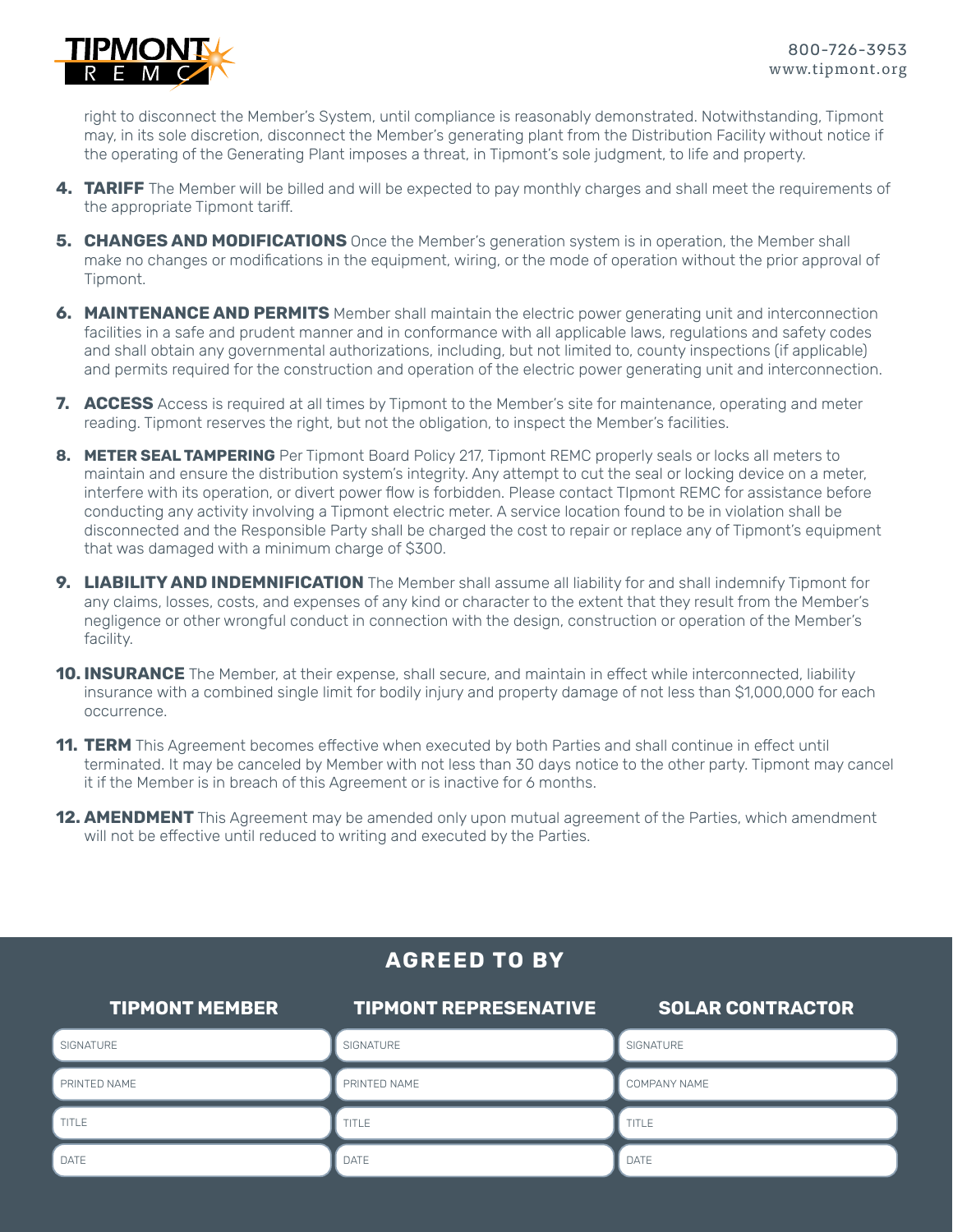right to disconnect the Member's System, until compliance is reasonably demonstrated. Notwithstanding, Tipmont may, in its sole discretion, disconnect the Member's generating plant from the Distribution Facility without notice if the operating of the Generating Plant imposes a threat, in Tipmont's sole judgment, to life and property.

4. **TARIFF** The Member will be billed and will be expected to pay monthly charges and shall meet the requirements of the appropriate Tipmont tariff.

5. **CHANGES AND MODIFICATIONS** Once the Member's generation system is in operation, the Member shall make no changes or modifications in the equipment, wiring, or the mode of operation without the prior approval of Tipmont.

6. **MAINTENANCE AND PERMITS** Member shall maintain the electric power generating unit and interconnection facilities in a safe and prudent manner and in conformance with all applicable laws, regulations and safety codes and shall obtain any governmental authorizations, including, but not limited to, county inspections (if applicable) and permits required for the construction and operation of the electric power generating unit and interconnection.

7. **ACCESS** Access is required at all times by Tipmont to the Member's site for maintenance, operating and meter reading. Tipmont reserves the right, but not the obligation, to inspect the Member's facilities.

8. **METER SEAL TAMPERING** Per Tipmont Board Policy 217, Tipmont REMC properly seals or locks all meters to maintain and ensure the distribution system's integrity. Any attempt to cut the seal or locking device on a meter, interfere with its operation, or divert power flow is forbidden. Please contact TIpmont REMC for assistance before conducting any activity involving a Tipmont electric meter. A service location found to be in violation shall be disconnected and the Responsible Party shall be charged the cost to repair or replace any of Tipmont's equipment that was damaged with a minimum charge of $300.

9. **LIABILITY AND INDEMNIFICATION** The Member shall assume all liability for and shall indemnify Tipmont for any claims, losses, costs, and expenses of any kind or character to the extent that they result from the Member's negligence or other wrongful conduct in connection with the design, construction or operation of the Member's facility.

10. **INSURANCE** The Member, at their expense, shall secure, and maintain in effect while interconnected, liability insurance with a combined single limit for bodily injury and property damage of not less than $1,000,000 for each occurrence.

11. **TERM** This Agreement becomes effective when executed by both Parties and shall continue in effect until terminated. It may be canceled by Member with not less than 30 days notice to the other party. Tipmont may cancel it if the Member is in breach of this Agreement or is inactive for 6 months.

12. **AMENDMENT** This Agreement may be amended only upon mutual agreement of the Parties, which amendment will not be effective until reduced to writing and executed by the Parties.

## AGREED TO BY

| TIPMONT MEMBER | TIPMONT REPRESENATIVE | SOLAR CONTRACTOR |
|---|---|---|
| SIGNATURE | SIGNATURE | SIGNATURE |
| PRINTED NAME | PRINTED NAME | COMPANY NAME |
| TITLE | TITLE | TITLE |
| DATE | DATE | DATE |